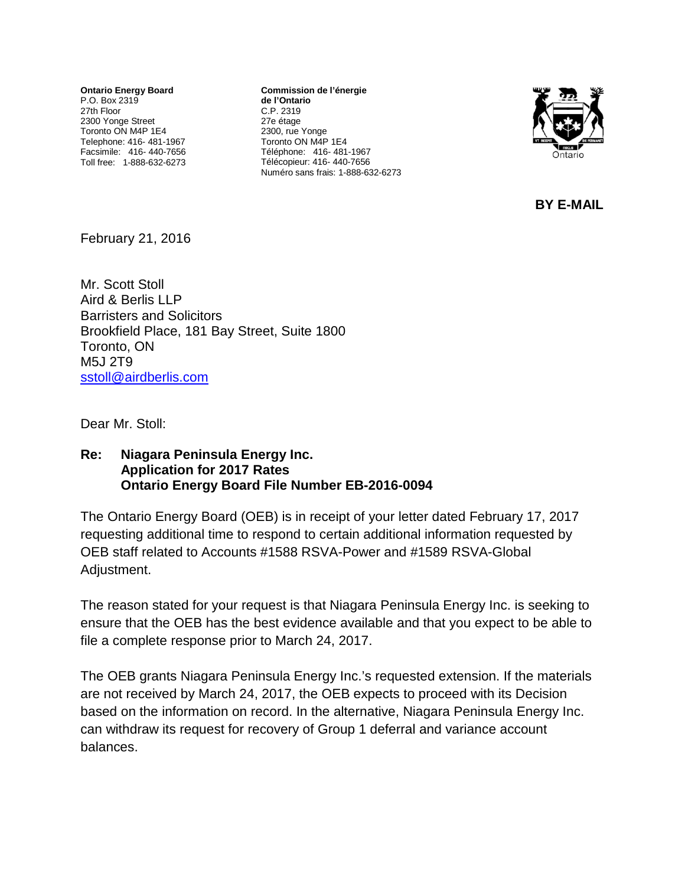**Ontario Energy Board**
P.O. Box 2319
27th Floor
2300 Yonge Street
Toronto ON M4P 1E4
Telephone: 416- 481-1967
Facsimile: 416- 440-7656
Toll free: 1-888-632-6273

**Commission de l'énergie de l'Ontario**
C.P. 2319
27e étage
2300, rue Yonge
Toronto ON M4P 1E4
Téléphone: 416- 481-1967
Télécopieur: 416- 440-7656
Numéro sans frais: 1-888-632-6273

**BY E-MAIL**

February 21, 2016

Mr. Scott Stoll
Aird & Berlis LLP
Barristers and Solicitors
Brookfield Place, 181 Bay Street, Suite 1800
Toronto, ON
M5J 2T9
sstoll@airdberlis.com

Dear Mr. Stoll:

**Re: Niagara Peninsula Energy Inc.**
**Application for 2017 Rates**
**Ontario Energy Board File Number EB-2016-0094**

The Ontario Energy Board (OEB) is in receipt of your letter dated February 17, 2017 requesting additional time to respond to certain additional information requested by OEB staff related to Accounts #1588 RSVA-Power and #1589 RSVA-Global Adjustment.

The reason stated for your request is that Niagara Peninsula Energy Inc. is seeking to ensure that the OEB has the best evidence available and that you expect to be able to file a complete response prior to March 24, 2017.

The OEB grants Niagara Peninsula Energy Inc.'s requested extension. If the materials are not received by March 24, 2017, the OEB expects to proceed with its Decision based on the information on record. In the alternative, Niagara Peninsula Energy Inc. can withdraw its request for recovery of Group 1 deferral and variance account balances.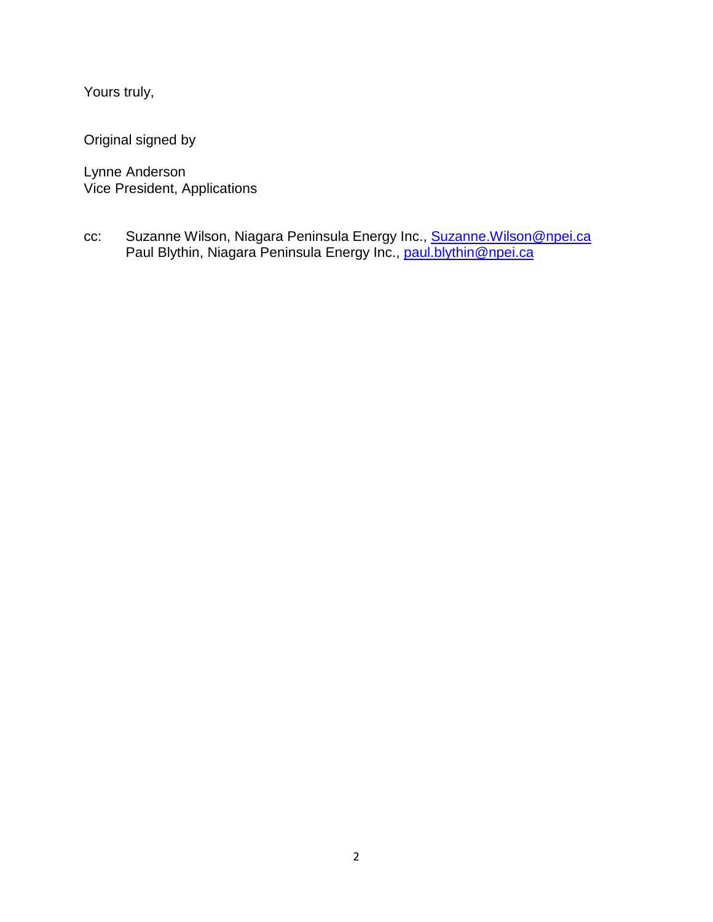Yours truly,

Original signed by

Lynne Anderson
Vice President, Applications

cc: Suzanne Wilson, Niagara Peninsula Energy Inc., Suzanne.Wilson@npei.ca
Paul Blythin, Niagara Peninsula Energy Inc., paul.blythin@npei.ca